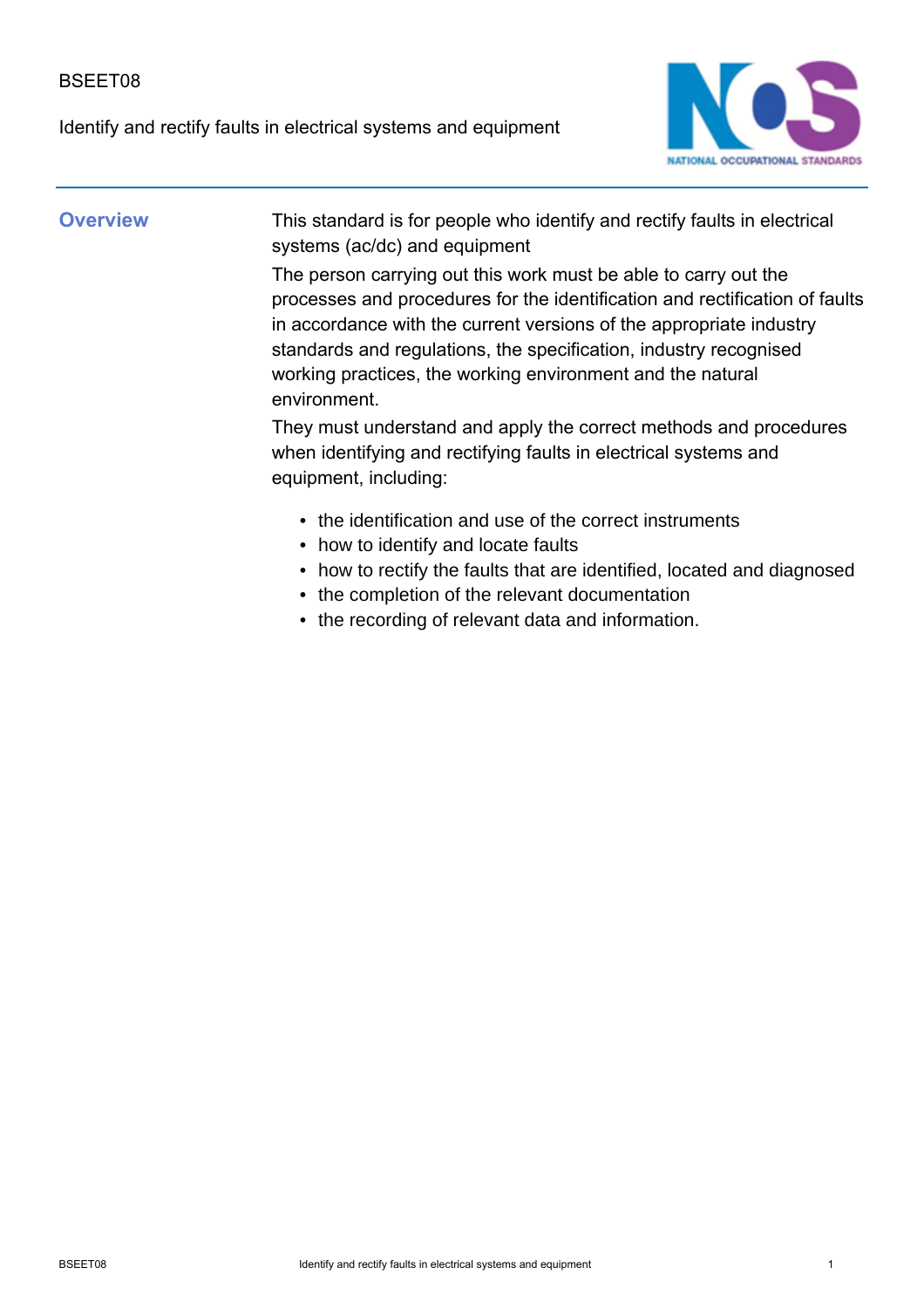BSEET08

# Identify and rectify faults in electrical systems and equipment

## Overview

This standard is for people who identify and rectify faults in electrical systems (ac/dc) and equipment

The person carrying out this work must be able to carry out the processes and procedures for the identification and rectification of faults in accordance with the current versions of the appropriate industry standards and regulations, the specification, industry recognised working practices, the working environment and the natural environment.

They must understand and apply the correct methods and procedures when identifying and rectifying faults in electrical systems and equipment, including:

- the identification and use of the correct instruments
- how to identify and locate faults
- how to rectify the faults that are identified, located and diagnosed
- the completion of the relevant documentation
- the recording of relevant data and information.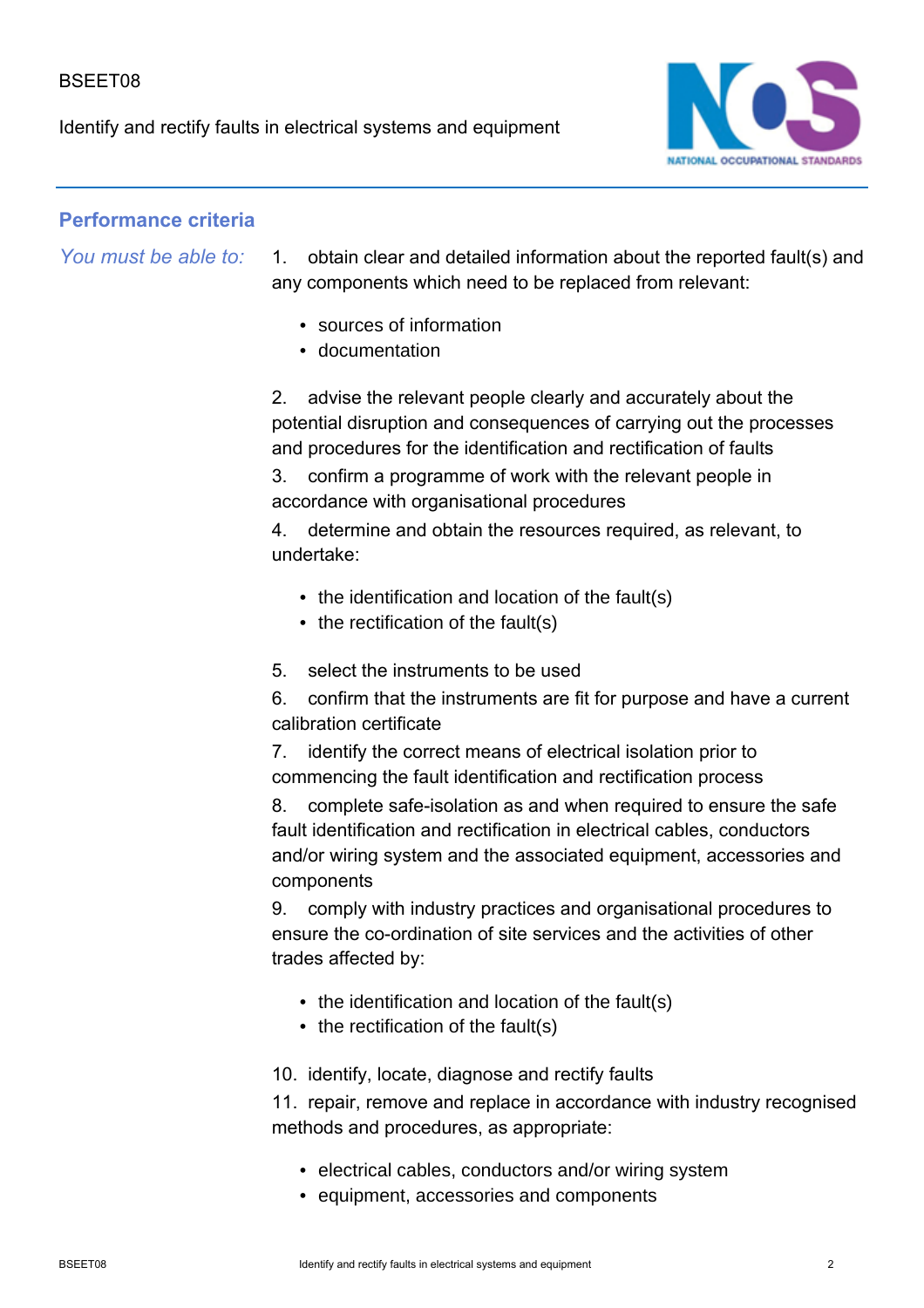## Performance criteria

*You must be able to:*

1. obtain clear and detailed information about the reported fault(s) and any components which need to be replaced from relevant:
   - sources of information
   - documentation
2. advise the relevant people clearly and accurately about the potential disruption and consequences of carrying out the processes and procedures for the identification and rectification of faults
3. confirm a programme of work with the relevant people in accordance with organisational procedures
4. determine and obtain the resources required, as relevant, to undertake:
   - the identification and location of the fault(s)
   - the rectification of the fault(s)
5. select the instruments to be used
6. confirm that the instruments are fit for purpose and have a current calibration certificate
7. identify the correct means of electrical isolation prior to commencing the fault identification and rectification process
8. complete safe-isolation as and when required to ensure the safe fault identification and rectification in electrical cables, conductors and/or wiring system and the associated equipment, accessories and components
9. comply with industry practices and organisational procedures to ensure the co-ordination of site services and the activities of other trades affected by:
   - the identification and location of the fault(s)
   - the rectification of the fault(s)
10. identify, locate, diagnose and rectify faults
11. repair, remove and replace in accordance with industry recognised methods and procedures, as appropriate:
    - electrical cables, conductors and/or wiring system
    - equipment, accessories and components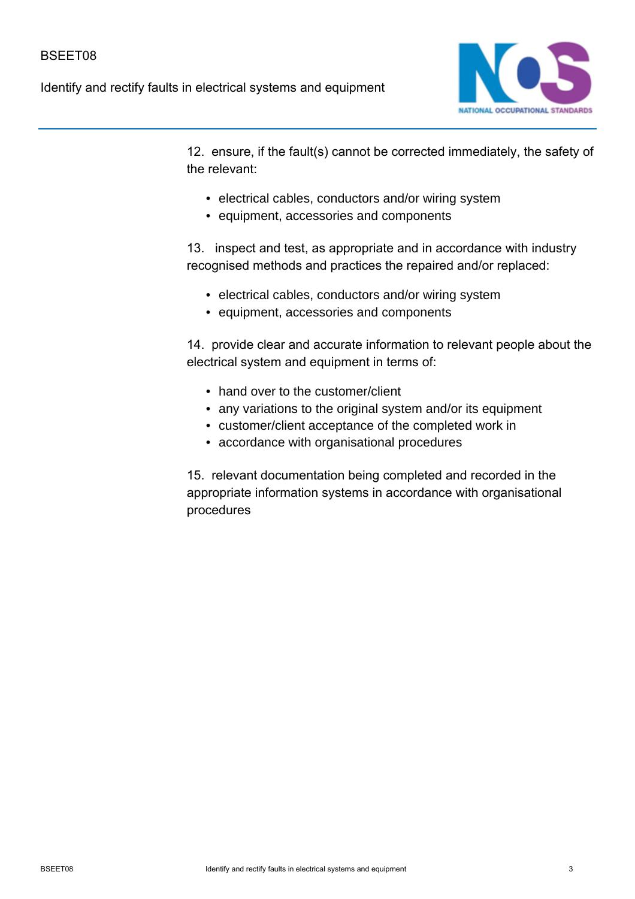12. ensure, if the fault(s) cannot be corrected immediately, the safety of the relevant:

- electrical cables, conductors and/or wiring system
- equipment, accessories and components

13. inspect and test, as appropriate and in accordance with industry recognised methods and practices the repaired and/or replaced:

- electrical cables, conductors and/or wiring system
- equipment, accessories and components

14. provide clear and accurate information to relevant people about the electrical system and equipment in terms of:

- hand over to the customer/client
- any variations to the original system and/or its equipment
- customer/client acceptance of the completed work in
- accordance with organisational procedures

15. relevant documentation being completed and recorded in the appropriate information systems in accordance with organisational procedures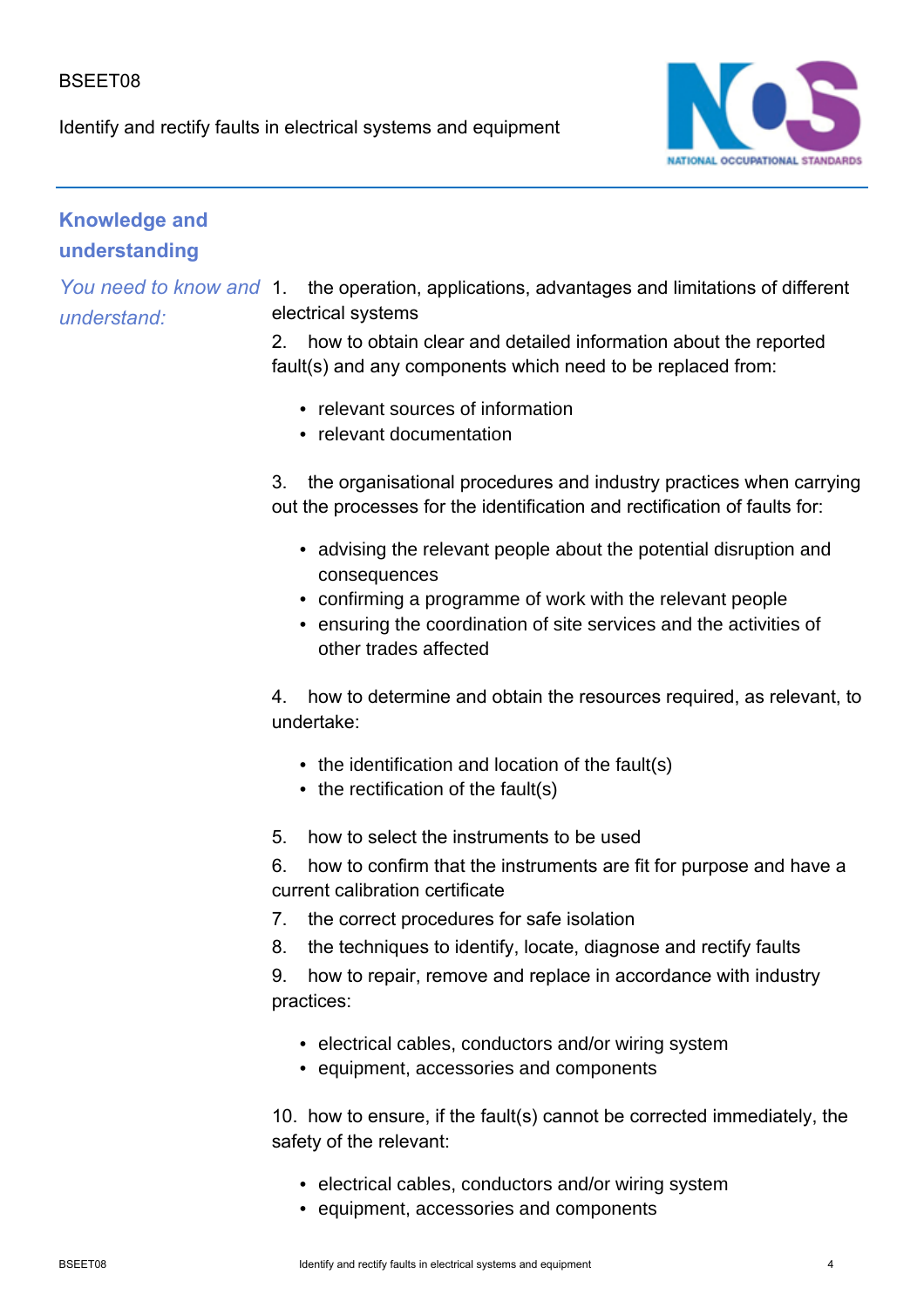## Knowledge and understanding

*You need to know and understand:*

1. the operation, applications, advantages and limitations of different electrical systems
2. how to obtain clear and detailed information about the reported fault(s) and any components which need to be replaced from:
   - relevant sources of information
   - relevant documentation
3. the organisational procedures and industry practices when carrying out the processes for the identification and rectification of faults for:
   - advising the relevant people about the potential disruption and consequences
   - confirming a programme of work with the relevant people
   - ensuring the coordination of site services and the activities of other trades affected
4. how to determine and obtain the resources required, as relevant, to undertake:
   - the identification and location of the fault(s)
   - the rectification of the fault(s)
5. how to select the instruments to be used
6. how to confirm that the instruments are fit for purpose and have a current calibration certificate
7. the correct procedures for safe isolation
8. the techniques to identify, locate, diagnose and rectify faults
9. how to repair, remove and replace in accordance with industry practices:
   - electrical cables, conductors and/or wiring system
   - equipment, accessories and components
10. how to ensure, if the fault(s) cannot be corrected immediately, the safety of the relevant:
    - electrical cables, conductors and/or wiring system
    - equipment, accessories and components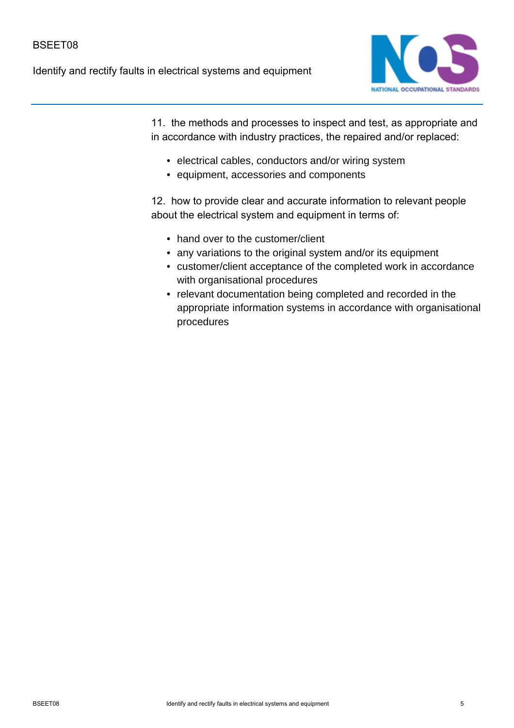11. the methods and processes to inspect and test, as appropriate and in accordance with industry practices, the repaired and/or replaced:

- electrical cables, conductors and/or wiring system
- equipment, accessories and components

12. how to provide clear and accurate information to relevant people about the electrical system and equipment in terms of:

- hand over to the customer/client
- any variations to the original system and/or its equipment
- customer/client acceptance of the completed work in accordance with organisational procedures
- relevant documentation being completed and recorded in the appropriate information systems in accordance with organisational procedures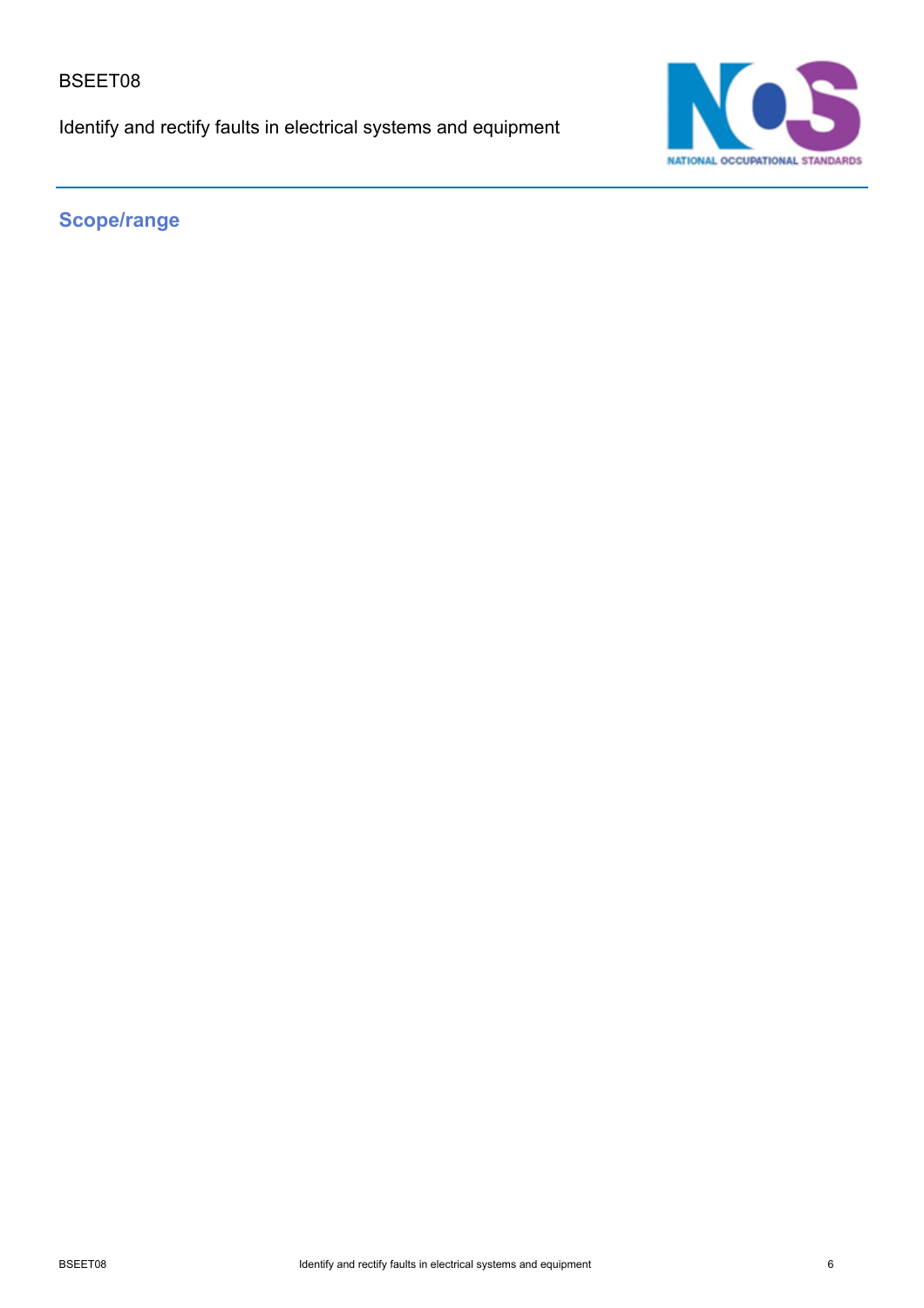## Scope/range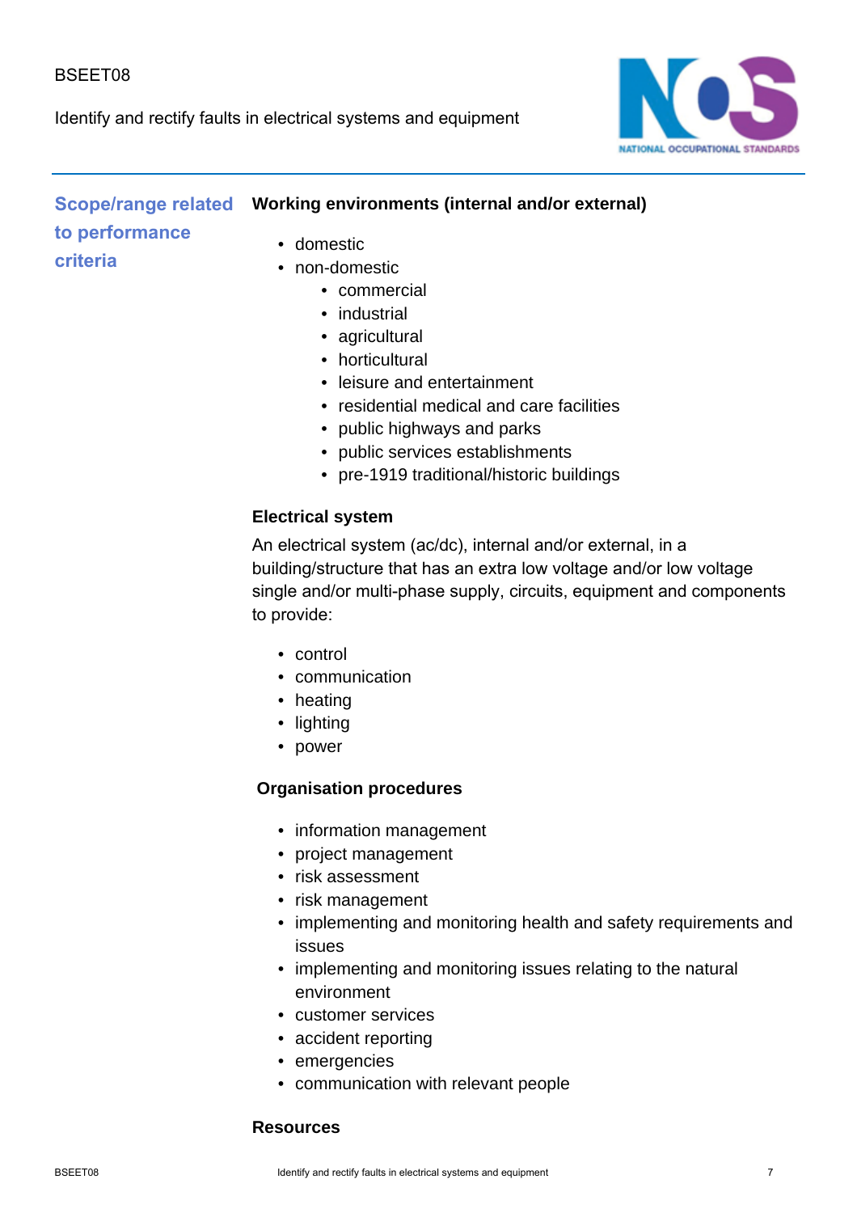## Scope/range related to performance criteria

**Working environments (internal and/or external)**

- domestic
- non-domestic
  - commercial
  - industrial
  - agricultural
  - horticultural
  - leisure and entertainment
  - residential medical and care facilities
  - public highways and parks
  - public services establishments
  - pre-1919 traditional/historic buildings

**Electrical system**

An electrical system (ac/dc), internal and/or external, in a building/structure that has an extra low voltage and/or low voltage single and/or multi-phase supply, circuits, equipment and components to provide:

- control
- communication
- heating
- lighting
- power

**Organisation procedures**

- information management
- project management
- risk assessment
- risk management
- implementing and monitoring health and safety requirements and issues
- implementing and monitoring issues relating to the natural environment
- customer services
- accident reporting
- emergencies
- communication with relevant people

**Resources**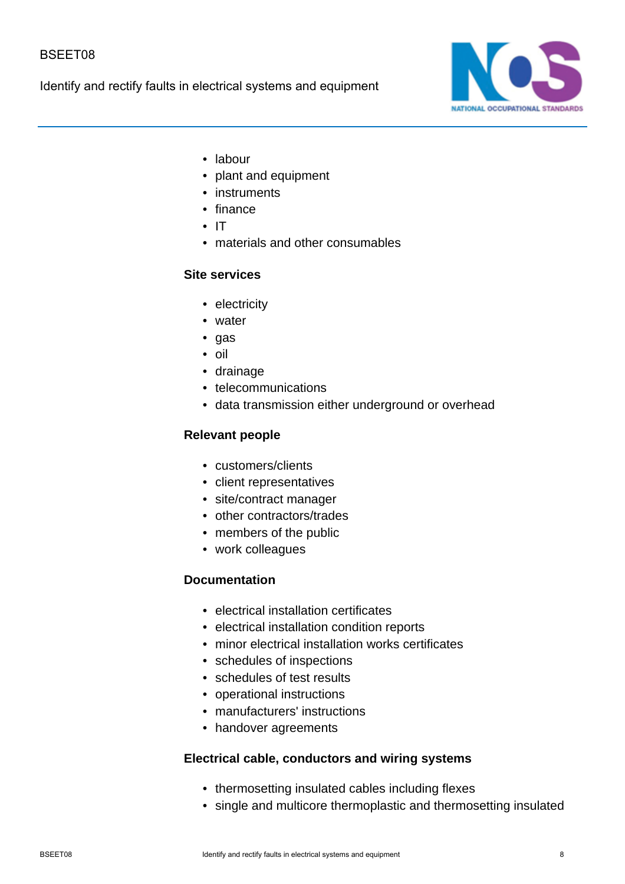- labour
- plant and equipment
- instruments
- finance
- IT
- materials and other consumables

**Site services**

- electricity
- water
- gas
- oil
- drainage
- telecommunications
- data transmission either underground or overhead

**Relevant people**

- customers/clients
- client representatives
- site/contract manager
- other contractors/trades
- members of the public
- work colleagues

**Documentation**

- electrical installation certificates
- electrical installation condition reports
- minor electrical installation works certificates
- schedules of inspections
- schedules of test results
- operational instructions
- manufacturers' instructions
- handover agreements

**Electrical cable, conductors and wiring systems**

- thermosetting insulated cables including flexes
- single and multicore thermoplastic and thermosetting insulated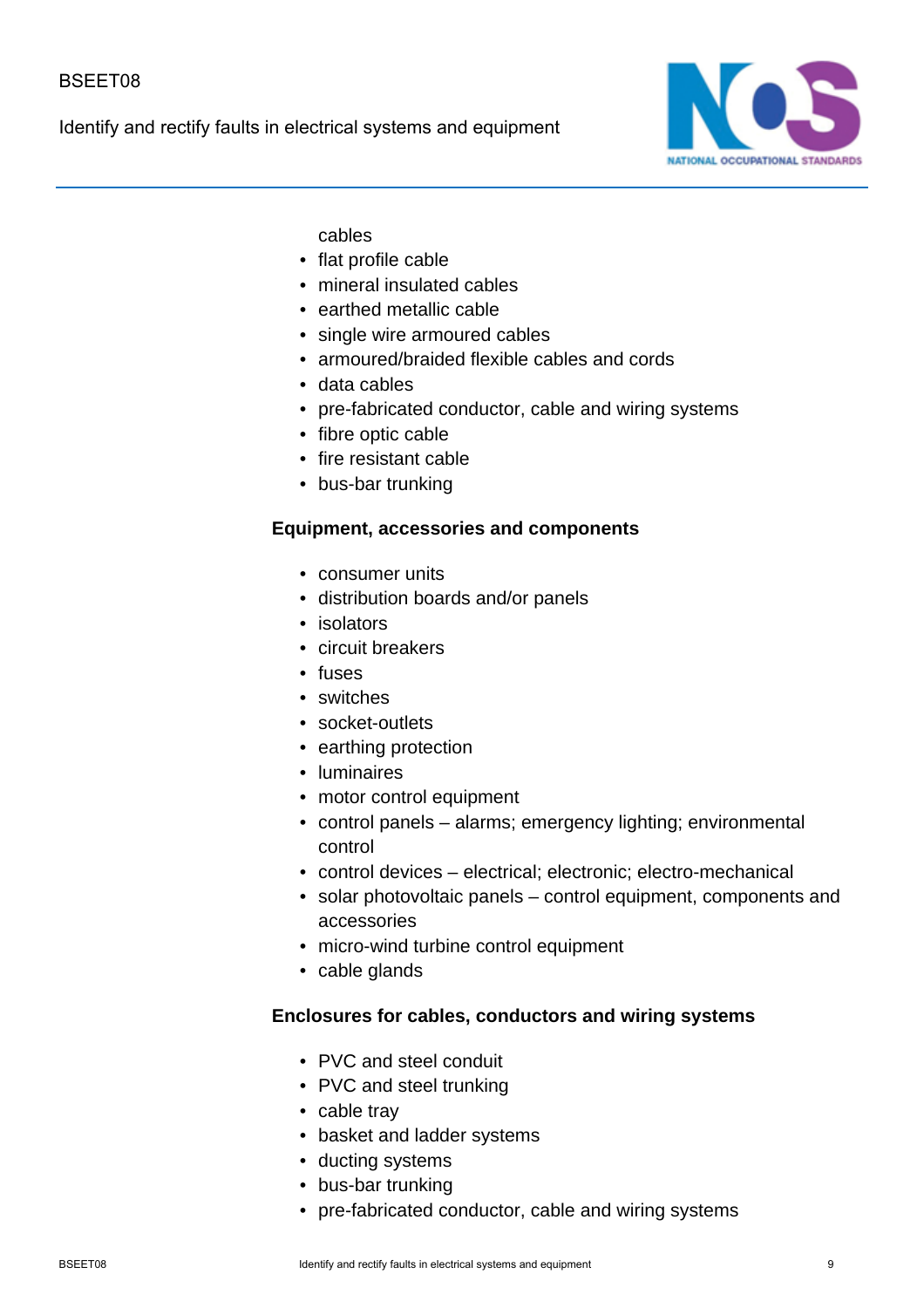cables

- flat profile cable
- mineral insulated cables
- earthed metallic cable
- single wire armoured cables
- armoured/braided flexible cables and cords
- data cables
- pre-fabricated conductor, cable and wiring systems
- fibre optic cable
- fire resistant cable
- bus-bar trunking

**Equipment, accessories and components**

- consumer units
- distribution boards and/or panels
- isolators
- circuit breakers
- fuses
- switches
- socket-outlets
- earthing protection
- luminaires
- motor control equipment
- control panels – alarms; emergency lighting; environmental control
- control devices – electrical; electronic; electro-mechanical
- solar photovoltaic panels – control equipment, components and accessories
- micro-wind turbine control equipment
- cable glands

**Enclosures for cables, conductors and wiring systems**

- PVC and steel conduit
- PVC and steel trunking
- cable tray
- basket and ladder systems
- ducting systems
- bus-bar trunking
- pre-fabricated conductor, cable and wiring systems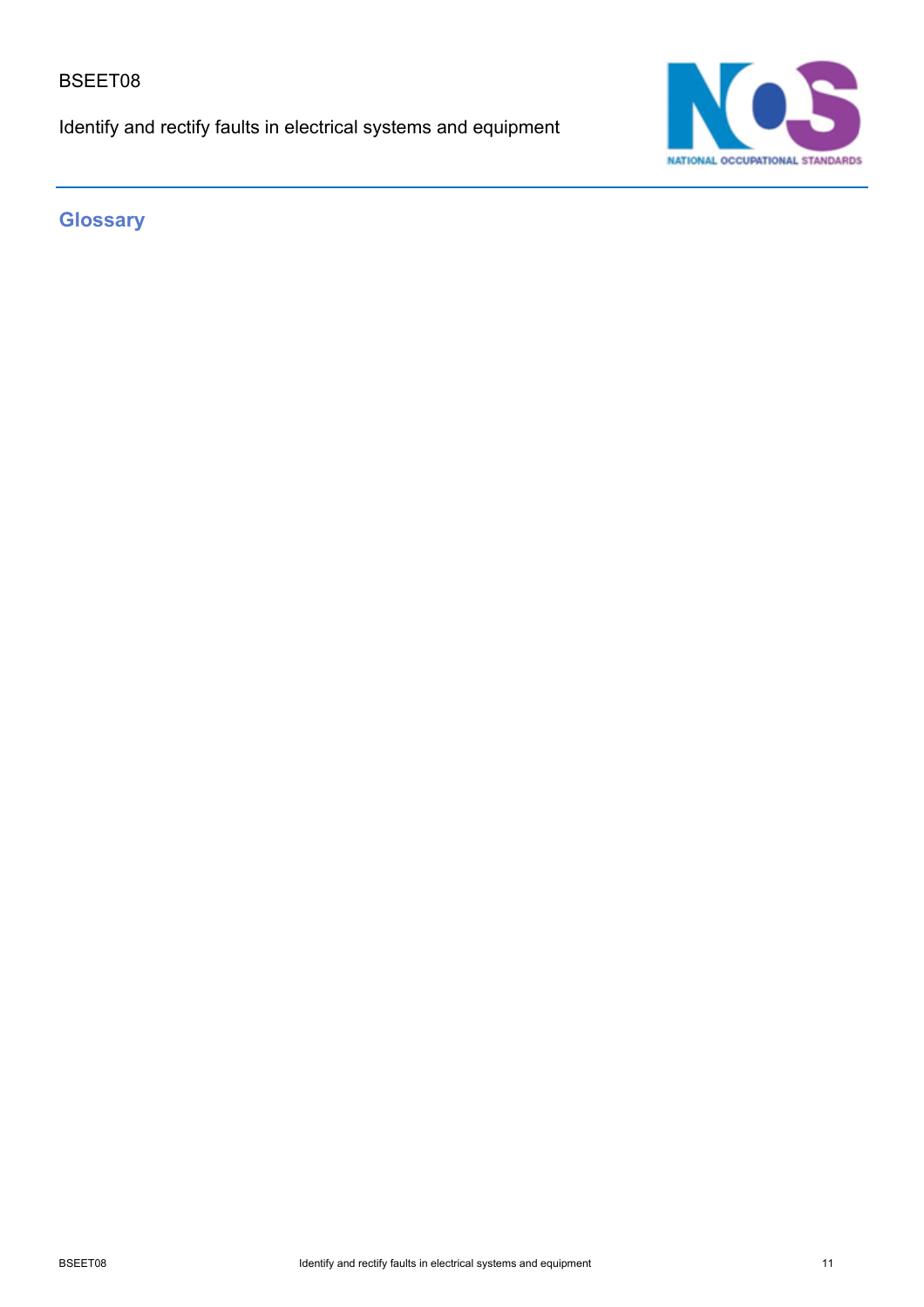## Glossary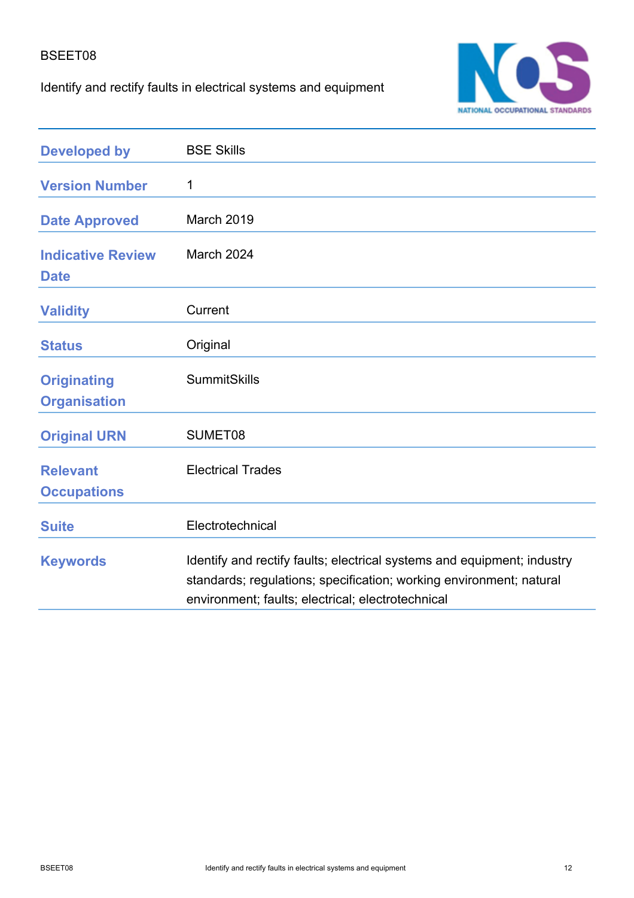BSEET08

Identify and rectify faults in electrical systems and equipment

| | |
|---|---|
| **Developed by** | BSE Skills |
| **Version Number** | 1 |
| **Date Approved** | March 2019 |
| **Indicative Review Date** | March 2024 |
| **Validity** | Current |
| **Status** | Original |
| **Originating Organisation** | SummitSkills |
| **Original URN** | SUMET08 |
| **Relevant Occupations** | Electrical Trades |
| **Suite** | Electrotechnical |
| **Keywords** | Identify and rectify faults; electrical systems and equipment; industry standards; regulations; specification; working environment; natural environment; faults; electrical; electrotechnical |